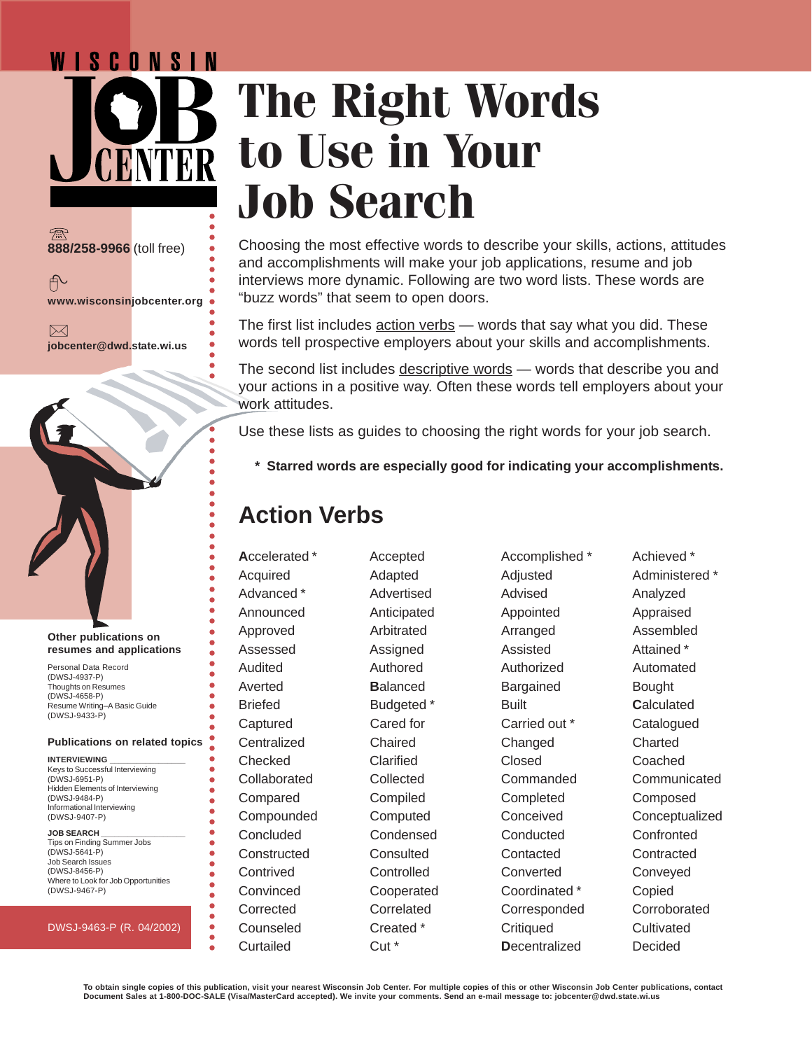# The Right Words to Use in Your Job Search

Choosing the most effective words to describe your skills, actions, attitudes and accomplishments will make your job applications, resume and job interviews more dynamic. Following are two word lists. These words are "buzz words" that seem to open doors.

The first list includes action verbs — words that say what you did. These words tell prospective employers about your skills and accomplishments.

The second list includes descriptive words — words that describe you and your actions in a positive way. Often these words tell employers about your work attitudes.

Use these lists as guides to choosing the right words for your job search.

**\* Starred words are especially good for indicating your accomplishments.**

## Action Verbs

| | | | |
|---|---|---|---|
| **A**ccelerated * | Accepted | Accomplished * | Achieved * |
| Acquired | Adapted | Adjusted | Administered * |
| Advanced * | Advertised | Advised | Analyzed |
| Announced | Anticipated | Appointed | Appraised |
| Approved | Arbitrated | Arranged | Assembled |
| Assessed | Assigned | Assisted | Attained * |
| Audited | Authored | Authorized | Automated |
| Averted | **B**alanced | Bargained | Bought |
| Briefed | Budgeted * | Built | **C**alculated |
| Captured | Cared for | Carried out * | Catalogued |
| Centralized | Chaired | Changed | Charted |
| Checked | Clarified | Closed | Coached |
| Collaborated | Collected | Commanded | Communicated |
| Compared | Compiled | Completed | Composed |
| Compounded | Computed | Conceived | Conceptualized |
| Concluded | Condensed | Conducted | Confronted |
| Constructed | Consulted | Contacted | Contracted |
| Contrived | Controlled | Converted | Conveyed |
| Convinced | Cooperated | Coordinated * | Copied |
| Corrected | Correlated | Corresponded | Corroborated |
| Counseled | Created * | Critiqued | Cultivated |
| Curtailed | Cut * | **D**ecentralized | Decided |

888/258-9966 (toll free)

www.wisconsinjobcenter.org

jobcenter@dwd.state.wi.us

**Other publications on resumes and applications**

Personal Data Record (DWSJ-4937-P)
Thoughts on Resumes (DWSJ-4658-P)
Resume Writing–A Basic Guide (DWSJ-9433-P)

**Publications on related topics**

**INTERVIEWING**
Keys to Successful Interviewing (DWSJ-6951-P)
Hidden Elements of Interviewing (DWSJ-9484-P)
Informational Interviewing (DWSJ-9407-P)

**JOB SEARCH**
Tips on Finding Summer Jobs (DWSJ-5641-P)
Job Search Issues (DWSJ-8456-P)
Where to Look for Job Opportunities (DWSJ-9467-P)

DWSJ-9463-P (R. 04/2002)

**To obtain single copies of this publication, visit your nearest Wisconsin Job Center. For multiple copies of this or other Wisconsin Job Center publications, contact Document Sales at 1-800-DOC-SALE (Visa/MasterCard accepted). We invite your comments. Send an e-mail message to: jobcenter@dwd.state.wi.us**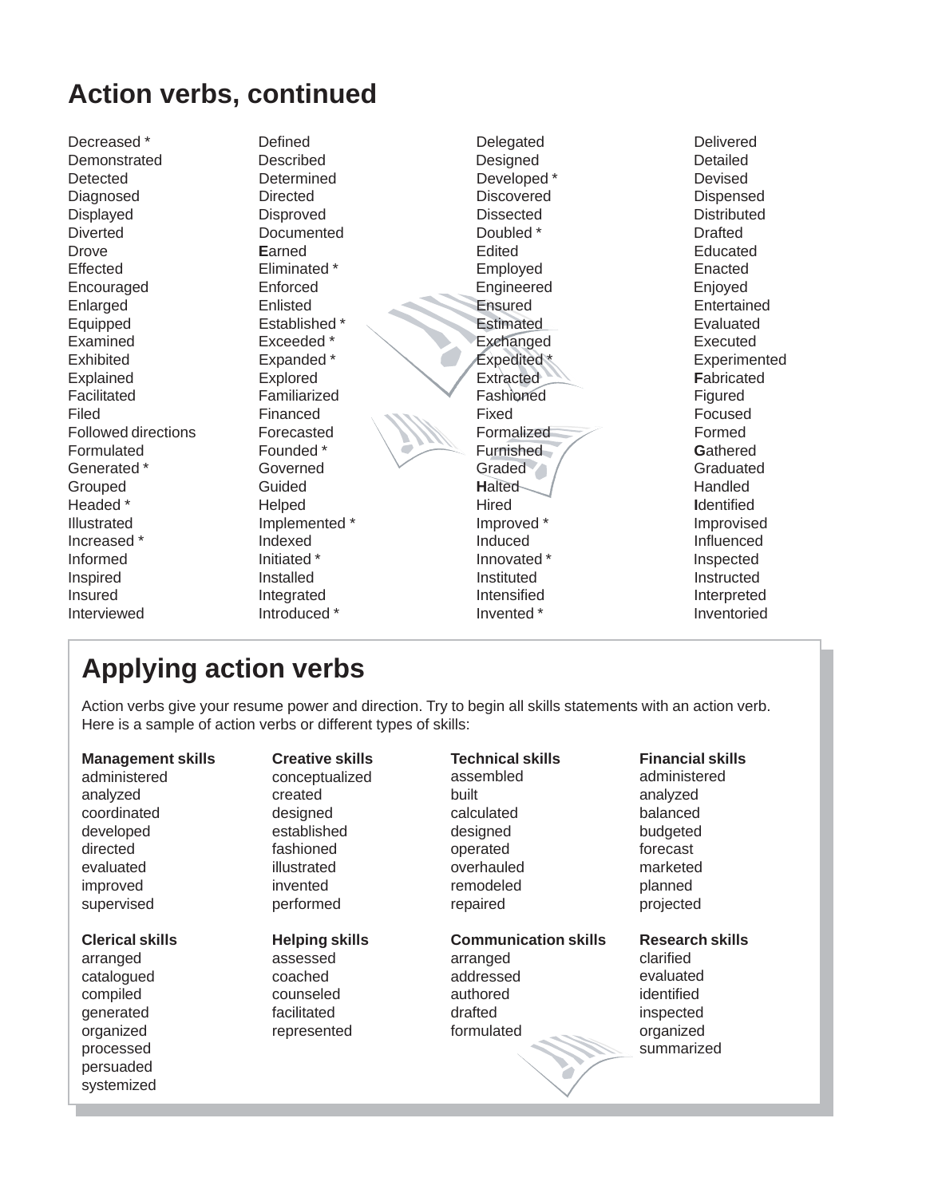# Action verbs, continued

- Decreased *
- Defined
- Delegated
- Delivered
- Demonstrated
- Described
- Designed
- Detailed
- Detected
- Determined
- Developed *
- Devised
- Diagnosed
- Directed
- Discovered
- Dispensed
- Displayed
- Disproved
- Dissected
- Distributed
- Diverted
- Documented
- Doubled *
- Drafted
- Drove
- **E**arned
- Edited
- Educated
- Effected
- Eliminated *
- Employed
- Enacted
- Encouraged
- Enforced
- Engineered
- Enjoyed
- Enlarged
- Enlisted
- Ensured
- Entertained
- Equipped
- Established *
- Estimated
- Evaluated
- Examined
- Exceeded *
- Exchanged
- Executed
- Exhibited
- Expanded *
- Expedited *
- Experimented
- Explained
- Explored
- Extracted
- **F**abricated
- Facilitated
- Familiarized
- Fashioned
- Figured
- Filed
- Financed
- Fixed
- Focused
- Followed directions
- Forecasted
- Formalized
- Formed
- Formulated
- Founded *
- Furnished
- **G**athered
- Generated *
- Governed
- Graded
- Graduated
- Grouped
- Guided
- **H**alted
- Handled
- Headed *
- Helped
- Hired
- **I**dentified
- Illustrated
- Implemented *
- Improved *
- Improvised
- Increased *
- Indexed
- Induced
- Influenced
- Informed
- Initiated *
- Innovated *
- Inspected
- Inspired
- Installed
- Instituted
- Instructed
- Insured
- Integrated
- Intensified
- Interpreted
- Interviewed
- Introduced *
- Invented *
- Inventoried

## Applying action verbs

Action verbs give your resume power and direction. Try to begin all skills statements with an action verb. Here is a sample of action verbs or different types of skills:

**Management skills**
- administered
- analyzed
- coordinated
- developed
- directed
- evaluated
- improved
- supervised

**Creative skills**
- conceptualized
- created
- designed
- established
- fashioned
- illustrated
- invented
- performed

**Technical skills**
- assembled
- built
- calculated
- designed
- operated
- overhauled
- remodeled
- repaired

**Financial skills**
- administered
- analyzed
- balanced
- budgeted
- forecast
- marketed
- planned
- projected

**Clerical skills**
- arranged
- catalogued
- compiled
- generated
- organized
- processed
- persuaded
- systemized

**Helping skills**
- assessed
- coached
- counseled
- facilitated
- represented

**Communication skills**
- arranged
- addressed
- authored
- drafted
- formulated

**Research skills**
- clarified
- evaluated
- identified
- inspected
- organized
- summarized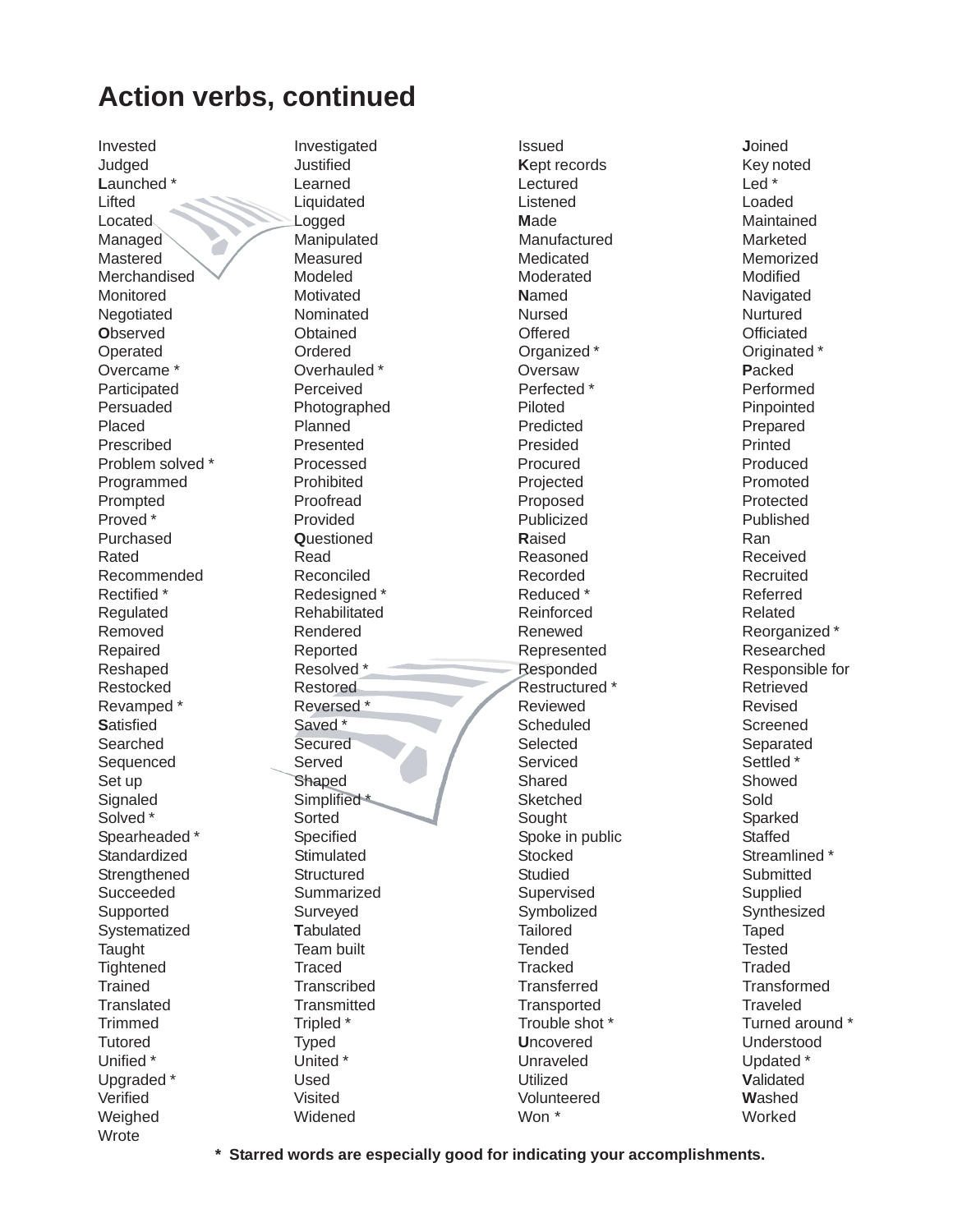# Action verbs, continued

| | | | |
|---|---|---|---|
| Invested | Investigated | Issued | **J**oined |
| Judged | Justified | **K**ept records | Key noted |
| **L**aunched * | Learned | Lectured | Led * |
| Lifted | Liquidated | Listened | Loaded |
| Located | Logged | **M**ade | Maintained |
| Managed | Manipulated | Manufactured | Marketed |
| Mastered | Measured | Medicated | Memorized |
| Merchandised | Modeled | Moderated | Modified |
| Monitored | Motivated | **N**amed | Navigated |
| Negotiated | Nominated | Nursed | Nurtured |
| **O**bserved | Obtained | Offered | Officiated |
| Operated | Ordered | Organized * | Originated * |
| Overcame * | Overhauled * | Oversaw | **P**acked |
| Participated | Perceived | Perfected * | Performed |
| Persuaded | Photographed | Piloted | Pinpointed |
| Placed | Planned | Predicted | Prepared |
| Prescribed | Presented | Presided | Printed |
| Problem solved * | Processed | Procured | Produced |
| Programmed | Prohibited | Projected | Promoted |
| Prompted | Proofread | Proposed | Protected |
| Proved * | Provided | Publicized | Published |
| Purchased | **Q**uestioned | **R**aised | Ran |
| Rated | Read | Reasoned | Received |
| Recommended | Reconciled | Recorded | Recruited |
| Rectified * | Redesigned * | Reduced * | Referred |
| Regulated | Rehabilitated | Reinforced | Related |
| Removed | Rendered | Renewed | Reorganized * |
| Repaired | Reported | Represented | Researched |
| Reshaped | Resolved * | Responded | Responsible for |
| Restocked | Restored | Restructured * | Retrieved |
| Revamped * | Reversed * | Reviewed | Revised |
| **S**atisfied | Saved * | Scheduled | Screened |
| Searched | Secured | Selected | Separated |
| Sequenced | Served | Serviced | Settled * |
| Set up | Shaped | Shared | Showed |
| Signaled | Simplified * | Sketched | Sold |
| Solved * | Sorted | Sought | Sparked |
| Spearheaded * | Specified | Spoke in public | Staffed |
| Standardized | Stimulated | Stocked | Streamlined * |
| Strengthened | Structured | Studied | Submitted |
| Succeeded | Summarized | Supervised | Supplied |
| Supported | Surveyed | Symbolized | Synthesized |
| Systematized | **T**abulated | Tailored | Taped |
| Taught | Team built | Tended | Tested |
| Tightened | Traced | Tracked | Traded |
| Trained | Transcribed | Transferred | Transformed |
| Translated | Transmitted | Transported | Traveled |
| Trimmed | Tripled * | Trouble shot * | Turned around * |
| Tutored | Typed | **U**ncovered | Understood |
| Unified * | United * | Unraveled | Updated * |
| Upgraded * | Used | Utilized | **V**alidated |
| Verified | Visited | Volunteered | **W**ashed |
| Weighed | Widened | Won * | Worked |
| Wrote | | | |

**\* Starred words are especially good for indicating your accomplishments.**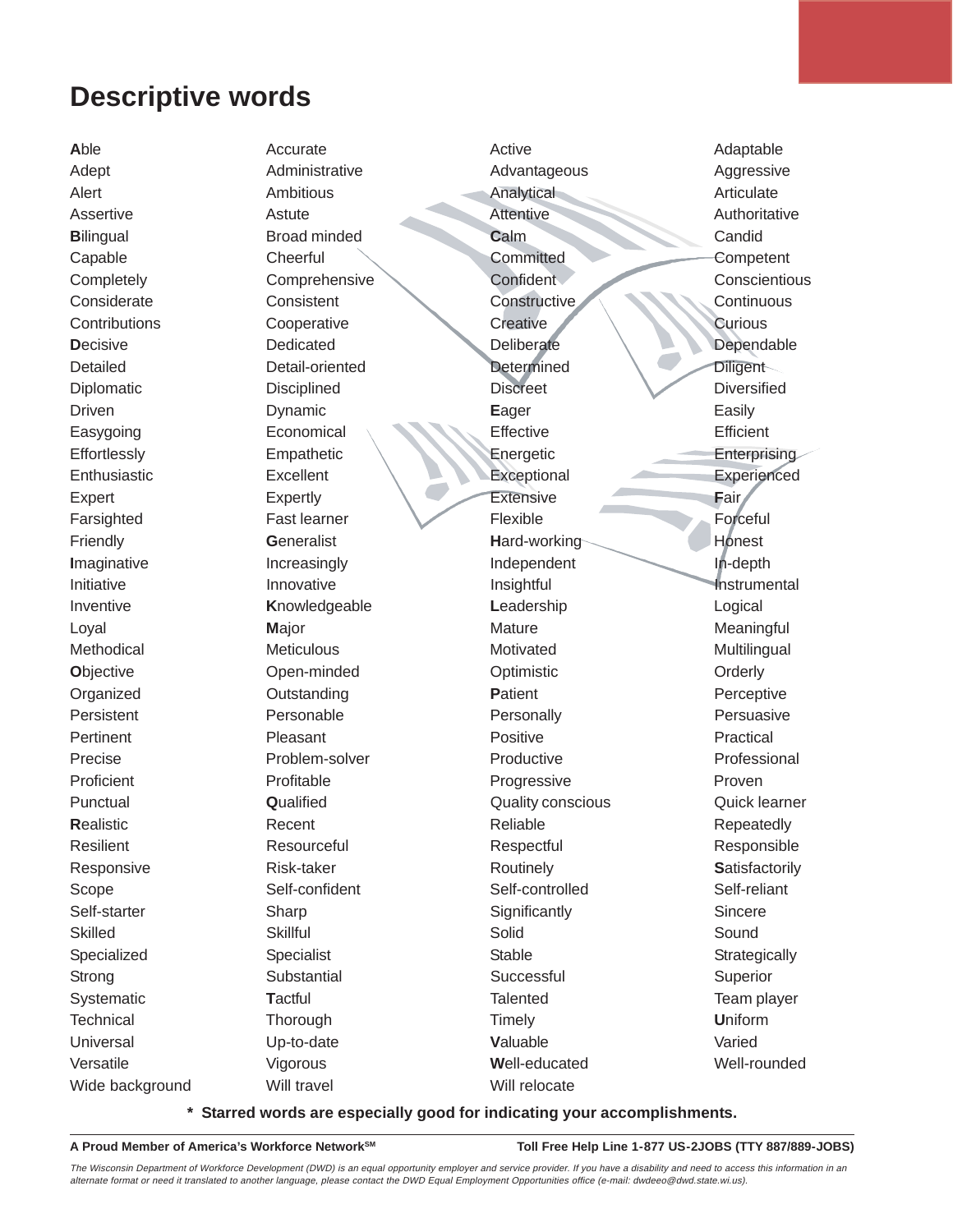# Descriptive words

| | | | |
|---|---|---|---|
| **A**ble | Accurate | Active | Adaptable |
| Adept | Administrative | Advantageous | Aggressive |
| Alert | Ambitious | Analytical | Articulate |
| Assertive | Astute | Attentive | Authoritative |
| **B**ilingual | Broad minded | **C**alm | Candid |
| Capable | Cheerful | Committed | Competent |
| Completely | Comprehensive | Confident | Conscientious |
| Considerate | Consistent | Constructive | Continuous |
| Contributions | Cooperative | Creative | Curious |
| **D**ecisive | Dedicated | Deliberate | Dependable |
| Detailed | Detail-oriented | Determined | Diligent |
| Diplomatic | Disciplined | Discreet | Diversified |
| Driven | Dynamic | **E**ager | Easily |
| Easygoing | Economical | Effective | Efficient |
| Effortlessly | Empathetic | Energetic | Enterprising |
| Enthusiastic | Excellent | Exceptional | Experienced |
| Expert | Expertly | Extensive | **F**air |
| Farsighted | Fast learner | Flexible | Forceful |
| Friendly | **G**eneralist | **H**ard-working | Honest |
| **I**maginative | Increasingly | Independent | In-depth |
| Initiative | Innovative | Insightful | Instrumental |
| Inventive | **K**nowledgeable | **L**eadership | Logical |
| Loyal | **M**ajor | Mature | Meaningful |
| Methodical | Meticulous | Motivated | Multilingual |
| **O**bjective | Open-minded | Optimistic | Orderly |
| Organized | Outstanding | **P**atient | Perceptive |
| Persistent | Personable | Personally | Persuasive |
| Pertinent | Pleasant | Positive | Practical |
| Precise | Problem-solver | Productive | Professional |
| Proficient | Profitable | Progressive | Proven |
| Punctual | **Q**ualified | Quality conscious | Quick learner |
| **R**ealistic | Recent | Reliable | Repeatedly |
| Resilient | Resourceful | Respectful | Responsible |
| Responsive | Risk-taker | Routinely | **S**atisfactorily |
| Scope | Self-confident | Self-controlled | Self-reliant |
| Self-starter | Sharp | Significantly | Sincere |
| Skilled | Skillful | Solid | Sound |
| Specialized | Specialist | Stable | Strategically |
| Strong | Substantial | Successful | Superior |
| Systematic | **T**actful | Talented | Team player |
| Technical | Thorough | Timely | **U**niform |
| Universal | Up-to-date | **V**aluable | Varied |
| Versatile | Vigorous | **W**ell-educated | Well-rounded |
| Wide background | Will travel | Will relocate | |

**\* Starred words are especially good for indicating your accomplishments.**